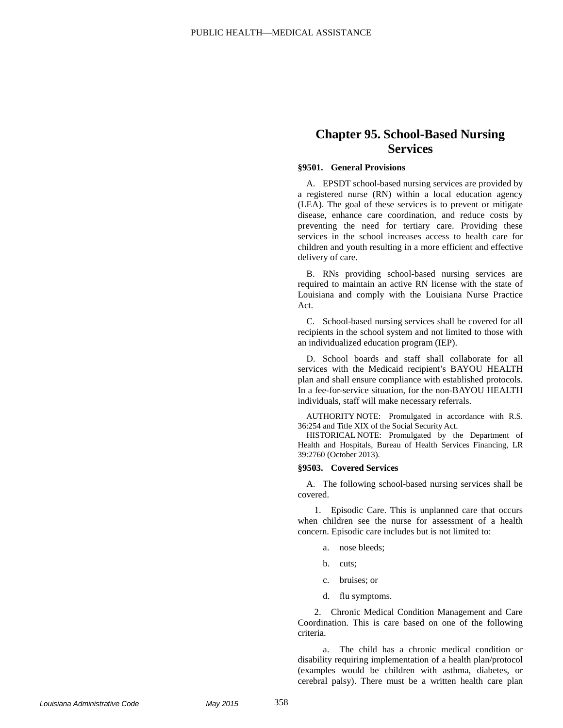# Chapter 95. School-Based Nursing Services

## §9501. General Provisions

A. EPSDT school-based nursing services are provided by a registered nurse (RN) within a local education agency (LEA). The goal of these services is to prevent or mitigate disease, enhance care coordination, and reduce costs by preventing the need for tertiary care. Providing these services in the school increases access to health care for children and youth resulting in a more efficient and effective delivery of care.

B. RNs providing school-based nursing services are required to maintain an active RN license with the state of Louisiana and comply with the Louisiana Nurse Practice Act.

C. School-based nursing services shall be covered for all recipients in the school system and not limited to those with an individualized education program (IEP).

D. School boards and staff shall collaborate for all services with the Medicaid recipient's BAYOU HEALTH plan and shall ensure compliance with established protocols. In a fee-for-service situation, for the non-BAYOU HEALTH individuals, staff will make necessary referrals.

AUTHORITY NOTE: Promulgated in accordance with R.S. 36:254 and Title XIX of the Social Security Act.

HISTORICAL NOTE: Promulgated by the Department of Health and Hospitals, Bureau of Health Services Financing, LR 39:2760 (October 2013).

## §9503. Covered Services

A. The following school-based nursing services shall be covered.

1. Episodic Care. This is unplanned care that occurs when children see the nurse for assessment of a health concern. Episodic care includes but is not limited to:

   a. nose bleeds;

   b. cuts;

   c. bruises; or

   d. flu symptoms.

2. Chronic Medical Condition Management and Care Coordination. This is care based on one of the following criteria.

   a. The child has a chronic medical condition or disability requiring implementation of a health plan/protocol (examples would be children with asthma, diabetes, or cerebral palsy). There must be a written health care plan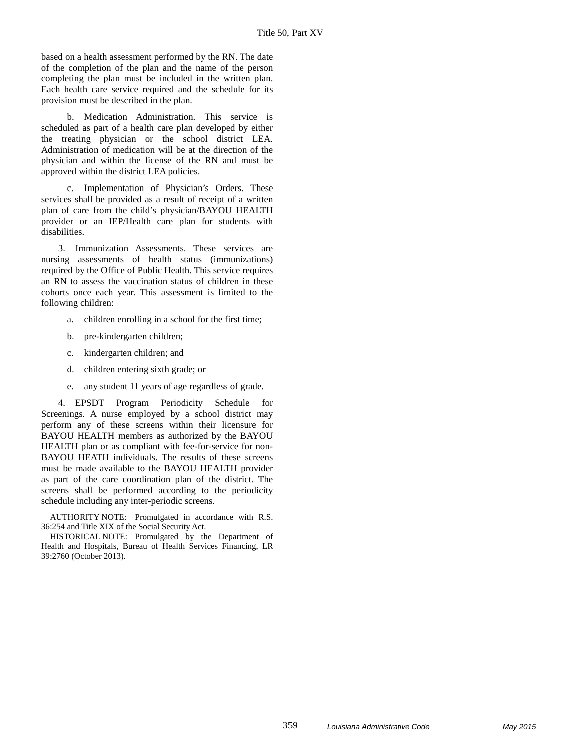based on a health assessment performed by the RN. The date of the completion of the plan and the name of the person completing the plan must be included in the written plan. Each health care service required and the schedule for its provision must be described in the plan.

b. Medication Administration. This service is scheduled as part of a health care plan developed by either the treating physician or the school district LEA. Administration of medication will be at the direction of the physician and within the license of the RN and must be approved within the district LEA policies.

c. Implementation of Physician's Orders. These services shall be provided as a result of receipt of a written plan of care from the child's physician/BAYOU HEALTH provider or an IEP/Health care plan for students with disabilities.

3. Immunization Assessments. These services are nursing assessments of health status (immunizations) required by the Office of Public Health. This service requires an RN to assess the vaccination status of children in these cohorts once each year. This assessment is limited to the following children:

a. children enrolling in a school for the first time;

b. pre-kindergarten children;

c. kindergarten children; and

d. children entering sixth grade; or

e. any student 11 years of age regardless of grade.

4. EPSDT Program Periodicity Schedule for Screenings. A nurse employed by a school district may perform any of these screens within their licensure for BAYOU HEALTH members as authorized by the BAYOU HEALTH plan or as compliant with fee-for-service for non-BAYOU HEATH individuals. The results of these screens must be made available to the BAYOU HEALTH provider as part of the care coordination plan of the district. The screens shall be performed according to the periodicity schedule including any inter-periodic screens.

AUTHORITY NOTE: Promulgated in accordance with R.S. 36:254 and Title XIX of the Social Security Act.

HISTORICAL NOTE: Promulgated by the Department of Health and Hospitals, Bureau of Health Services Financing, LR 39:2760 (October 2013).